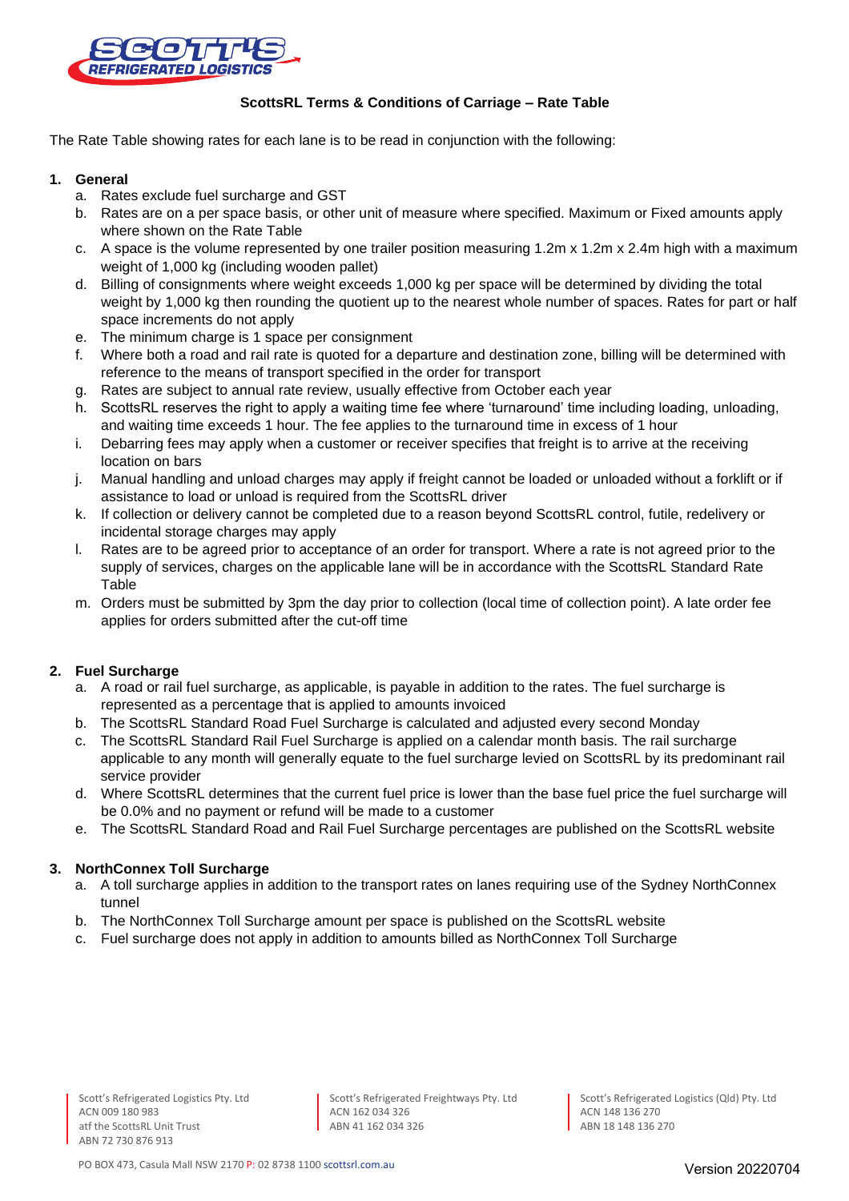## ScottsRL Terms & Conditions of Carriage – Rate Table

The Rate Table showing rates for each lane is to be read in conjunction with the following:

### 1. General

a. Rates exclude fuel surcharge and GST
b. Rates are on a per space basis, or other unit of measure where specified. Maximum or Fixed amounts apply where shown on the Rate Table
c. A space is the volume represented by one trailer position measuring 1.2m x 1.2m x 2.4m high with a maximum weight of 1,000 kg (including wooden pallet)
d. Billing of consignments where weight exceeds 1,000 kg per space will be determined by dividing the total weight by 1,000 kg then rounding the quotient up to the nearest whole number of spaces. Rates for part or half space increments do not apply
e. The minimum charge is 1 space per consignment
f. Where both a road and rail rate is quoted for a departure and destination zone, billing will be determined with reference to the means of transport specified in the order for transport
g. Rates are subject to annual rate review, usually effective from October each year
h. ScottsRL reserves the right to apply a waiting time fee where 'turnaround' time including loading, unloading, and waiting time exceeds 1 hour. The fee applies to the turnaround time in excess of 1 hour
i. Debarring fees may apply when a customer or receiver specifies that freight is to arrive at the receiving location on bars
j. Manual handling and unload charges may apply if freight cannot be loaded or unloaded without a forklift or if assistance to load or unload is required from the ScottsRL driver
k. If collection or delivery cannot be completed due to a reason beyond ScottsRL control, futile, redelivery or incidental storage charges may apply
l. Rates are to be agreed prior to acceptance of an order for transport. Where a rate is not agreed prior to the supply of services, charges on the applicable lane will be in accordance with the ScottsRL Standard Rate Table
m. Orders must be submitted by 3pm the day prior to collection (local time of collection point). A late order fee applies for orders submitted after the cut-off time

### 2. Fuel Surcharge

a. A road or rail fuel surcharge, as applicable, is payable in addition to the rates. The fuel surcharge is represented as a percentage that is applied to amounts invoiced
b. The ScottsRL Standard Road Fuel Surcharge is calculated and adjusted every second Monday
c. The ScottsRL Standard Rail Fuel Surcharge is applied on a calendar month basis. The rail surcharge applicable to any month will generally equate to the fuel surcharge levied on ScottsRL by its predominant rail service provider
d. Where ScottsRL determines that the current fuel price is lower than the base fuel price the fuel surcharge will be 0.0% and no payment or refund will be made to a customer
e. The ScottsRL Standard Road and Rail Fuel Surcharge percentages are published on the ScottsRL website

### 3. NorthConnex Toll Surcharge

a. A toll surcharge applies in addition to the transport rates on lanes requiring use of the Sydney NorthConnex tunnel
b. The NorthConnex Toll Surcharge amount per space is published on the ScottsRL website
c. Fuel surcharge does not apply in addition to amounts billed as NorthConnex Toll Surcharge

Scott's Refrigerated Logistics Pty. Ltd
ACN 009 180 983
atf the ScottsRL Unit Trust
ABN 72 730 876 913

Scott's Refrigerated Freightways Pty. Ltd
ACN 162 034 326
ABN 41 162 034 326

Scott's Refrigerated Logistics (Qld) Pty. Ltd
ACN 148 136 270
ABN 18 148 136 270

PO BOX 473, Casula Mall NSW 2170 P: 02 8738 1100 scottsrl.com.au

Version 20220704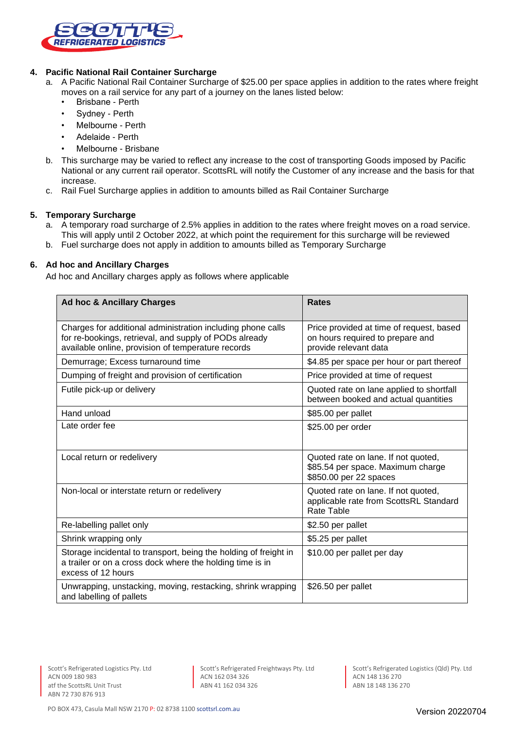## 4. Pacific National Rail Container Surcharge

a. A Pacific National Rail Container Surcharge of $25.00 per space applies in addition to the rates where freight moves on a rail service for any part of a journey on the lanes listed below:
   - Brisbane - Perth
   - Sydney - Perth
   - Melbourne - Perth
   - Adelaide - Perth
   - Melbourne - Brisbane

b. This surcharge may be varied to reflect any increase to the cost of transporting Goods imposed by Pacific National or any current rail operator. ScottsRL will notify the Customer of any increase and the basis for that increase.

c. Rail Fuel Surcharge applies in addition to amounts billed as Rail Container Surcharge

## 5. Temporary Surcharge

a. A temporary road surcharge of 2.5% applies in addition to the rates where freight moves on a road service. This will apply until 2 October 2022, at which point the requirement for this surcharge will be reviewed

b. Fuel surcharge does not apply in addition to amounts billed as Temporary Surcharge

## 6. Ad hoc and Ancillary Charges

Ad hoc and Ancillary charges apply as follows where applicable

| Ad hoc & Ancillary Charges | Rates |
|---|---|
| Charges for additional administration including phone calls for re-bookings, retrieval, and supply of PODs already available online, provision of temperature records | Price provided at time of request, based on hours required to prepare and provide relevant data |
| Demurrage; Excess turnaround time | $4.85 per space per hour or part thereof |
| Dumping of freight and provision of certification | Price provided at time of request |
| Futile pick-up or delivery | Quoted rate on lane applied to shortfall between booked and actual quantities |
| Hand unload | $85.00 per pallet |
| Late order fee | $25.00 per order |
| Local return or redelivery | Quoted rate on lane. If not quoted, $85.54 per space. Maximum charge $850.00 per 22 spaces |
| Non-local or interstate return or redelivery | Quoted rate on lane. If not quoted, applicable rate from ScottsRL Standard Rate Table |
| Re-labelling pallet only | $2.50 per pallet |
| Shrink wrapping only | $5.25 per pallet |
| Storage incidental to transport, being the holding of freight in a trailer or on a cross dock where the holding time is in excess of 12 hours | $10.00 per pallet per day |
| Unwrapping, unstacking, moving, restacking, shrink wrapping and labelling of pallets | $26.50 per pallet |